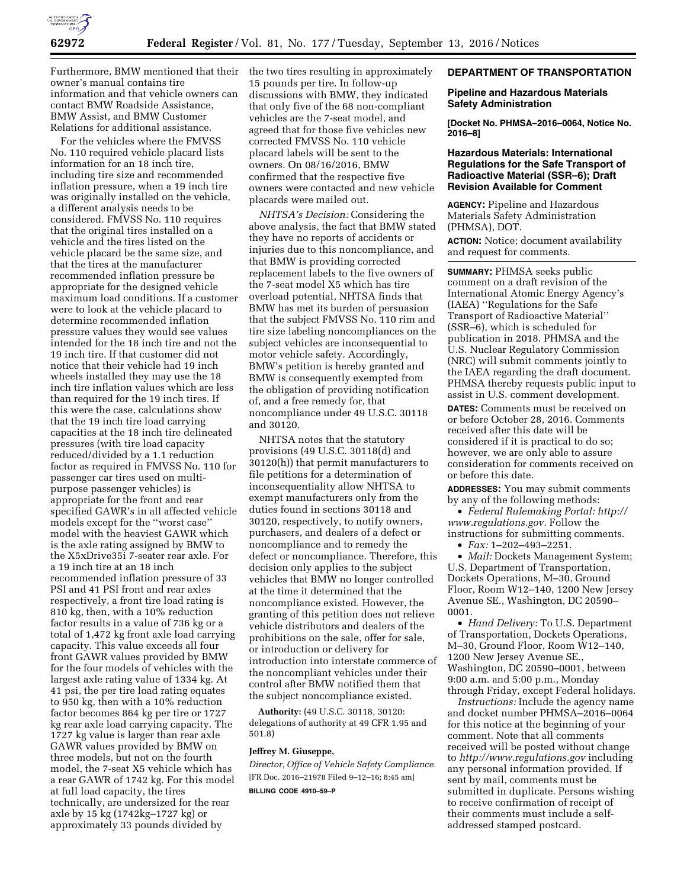Furthermore, BMW mentioned that their owner's manual contains tire information and that vehicle owners can contact BMW Roadside Assistance, BMW Assist, and BMW Customer Relations for additional assistance.

For the vehicles where the FMVSS No. 110 required vehicle placard lists information for an 18 inch tire, including tire size and recommended inflation pressure, when a 19 inch tire was originally installed on the vehicle, a different analysis needs to be considered. FMVSS No. 110 requires that the original tires installed on a vehicle and the tires listed on the vehicle placard be the same size, and that the tires at the manufacturer recommended inflation pressure be appropriate for the designed vehicle maximum load conditions. If a customer were to look at the vehicle placard to determine recommended inflation pressure values they would see values intended for the 18 inch tire and not the 19 inch tire. If that customer did not notice that their vehicle had 19 inch wheels installed they may use the 18 inch tire inflation values which are less than required for the 19 inch tires. If this were the case, calculations show that the 19 inch tire load carrying capacities at the 18 inch tire delineated pressures (with tire load capacity reduced/divided by a 1.1 reduction factor as required in FMVSS No. 110 for passenger car tires used on multi-purpose passenger vehicles) is appropriate for the front and rear specified GAWR's in all affected vehicle models except for the ''worst case'' model with the heaviest GAWR which is the axle rating assigned by BMW to the X5xDrive35i 7-seater rear axle. For a 19 inch tire at an 18 inch recommended inflation pressure of 33 PSI and 41 PSI front and rear axles respectively, a front tire load rating is 810 kg, then, with a 10% reduction factor results in a value of 736 kg or a total of 1,472 kg front axle load carrying capacity. This value exceeds all four front GAWR values provided by BMW for the four models of vehicles with the largest axle rating value of 1334 kg. At 41 psi, the per tire load rating equates to 950 kg, then with a 10% reduction factor becomes 864 kg per tire or 1727 kg rear axle load carrying capacity. The 1727 kg value is larger than rear axle GAWR values provided by BMW on three models, but not on the fourth model, the 7-seat X5 vehicle which has a rear GAWR of 1742 kg. For this model at full load capacity, the tires technically, are undersized for the rear axle by 15 kg (1742kg–1727 kg) or approximately 33 pounds divided by the two tires resulting in approximately 15 pounds per tire. In follow-up discussions with BMW, they indicated that only five of the 68 non-compliant vehicles are the 7-seat model, and agreed that for those five vehicles new corrected FMVSS No. 110 vehicle placard labels will be sent to the owners. On 08/16/2016, BMW confirmed that the respective five owners were contacted and new vehicle placards were mailed out.

*NHTSA's Decision:* Considering the above analysis, the fact that BMW stated they have no reports of accidents or injuries due to this noncompliance, and that BMW is providing corrected replacement labels to the five owners of the 7-seat model X5 which has tire overload potential, NHTSA finds that BMW has met its burden of persuasion that the subject FMVSS No. 110 rim and tire size labeling noncompliances on the subject vehicles are inconsequential to motor vehicle safety. Accordingly, BMW's petition is hereby granted and BMW is consequently exempted from the obligation of providing notification of, and a free remedy for, that noncompliance under 49 U.S.C. 30118 and 30120.

NHTSA notes that the statutory provisions (49 U.S.C. 30118(d) and 30120(h)) that permit manufacturers to file petitions for a determination of inconsequentiality allow NHTSA to exempt manufacturers only from the duties found in sections 30118 and 30120, respectively, to notify owners, purchasers, and dealers of a defect or noncompliance and to remedy the defect or noncompliance. Therefore, this decision only applies to the subject vehicles that BMW no longer controlled at the time it determined that the noncompliance existed. However, the granting of this petition does not relieve vehicle distributors and dealers of the prohibitions on the sale, offer for sale, or introduction or delivery for introduction into interstate commerce of the noncompliant vehicles under their control after BMW notified them that the subject noncompliance existed.

**Authority:** (49 U.S.C. 30118, 30120: delegations of authority at 49 CFR 1.95 and 501.8)

**Jeffrey M. Giuseppe,**

*Director, Office of Vehicle Safety Compliance.*

[FR Doc. 2016–21978 Filed 9–12–16; 8:45 am]

**BILLING CODE 4910–59–P**

## DEPARTMENT OF TRANSPORTATION

### Pipeline and Hazardous Materials Safety Administration

**[Docket No. PHMSA–2016–0064, Notice No. 2016–8]**

### Hazardous Materials: International Regulations for the Safe Transport of Radioactive Material (SSR–6); Draft Revision Available for Comment

**AGENCY:** Pipeline and Hazardous Materials Safety Administration (PHMSA), DOT.

**ACTION:** Notice; document availability and request for comments.

**SUMMARY:** PHMSA seeks public comment on a draft revision of the International Atomic Energy Agency's (IAEA) ''Regulations for the Safe Transport of Radioactive Material'' (SSR–6), which is scheduled for publication in 2018. PHMSA and the U.S. Nuclear Regulatory Commission (NRC) will submit comments jointly to the IAEA regarding the draft document. PHMSA thereby requests public input to assist in U.S. comment development.

**DATES:** Comments must be received on or before October 28, 2016. Comments received after this date will be considered if it is practical to do so; however, we are only able to assure consideration for comments received on or before this date.

**ADDRESSES:** You may submit comments by any of the following methods:

- *Federal Rulemaking Portal: http://www.regulations.gov.* Follow the instructions for submitting comments.
- *Fax:* 1–202–493–2251.
- *Mail:* Dockets Management System; U.S. Department of Transportation, Dockets Operations, M–30, Ground Floor, Room W12–140, 1200 New Jersey Avenue SE., Washington, DC 20590–0001.
- *Hand Delivery:* To U.S. Department of Transportation, Dockets Operations, M–30, Ground Floor, Room W12–140, 1200 New Jersey Avenue SE., Washington, DC 20590–0001, between 9:00 a.m. and 5:00 p.m., Monday through Friday, except Federal holidays.

*Instructions:* Include the agency name and docket number PHMSA–2016–0064 for this notice at the beginning of your comment. Note that all comments received will be posted without change to *http://www.regulations.gov* including any personal information provided. If sent by mail, comments must be submitted in duplicate. Persons wishing to receive confirmation of receipt of their comments must include a self-addressed stamped postcard.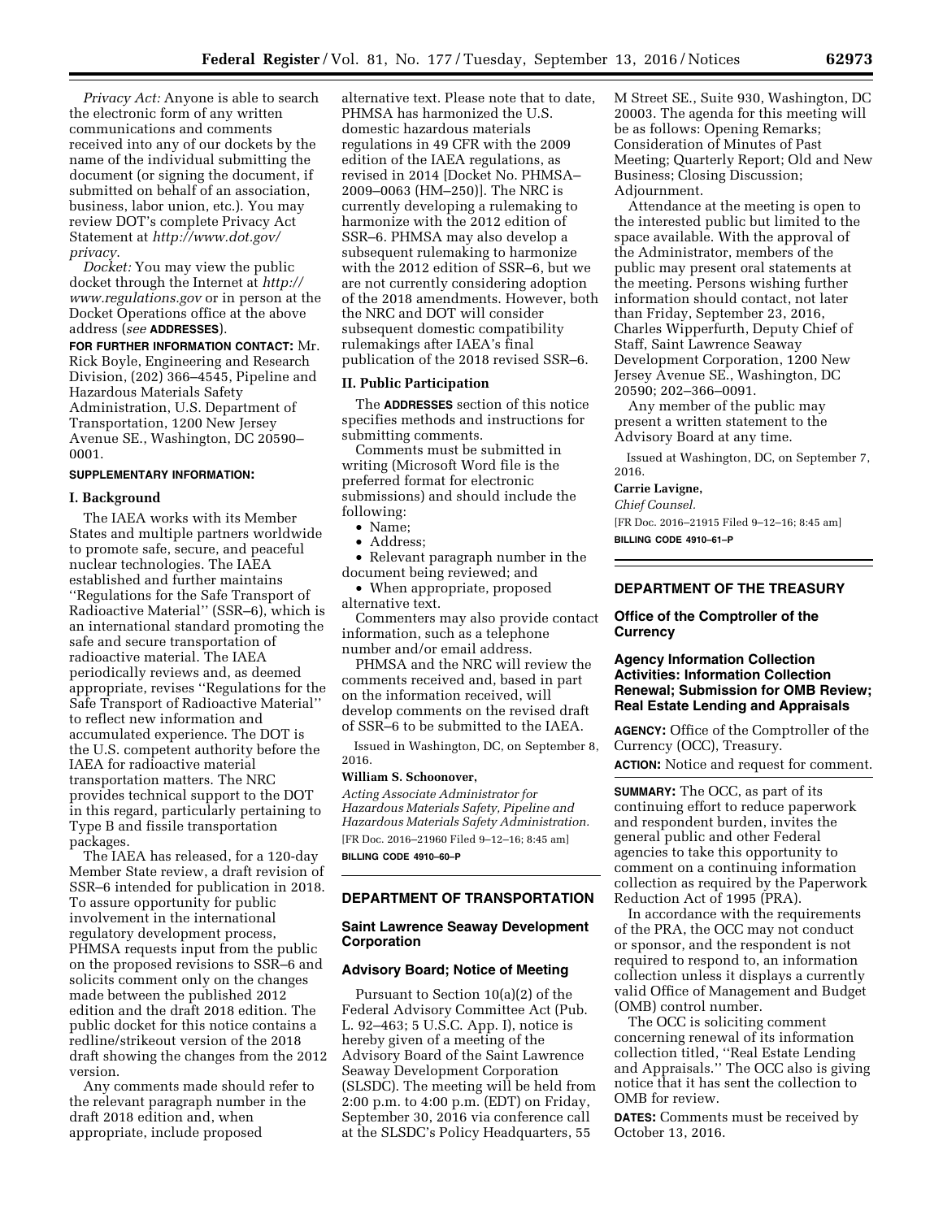*Privacy Act:* Anyone is able to search the electronic form of any written communications and comments received into any of our dockets by the name of the individual submitting the document (or signing the document, if submitted on behalf of an association, business, labor union, etc.). You may review DOT's complete Privacy Act Statement at *http://www.dot.gov/privacy*.

*Docket:* You may view the public docket through the Internet at *http://www.regulations.gov* or in person at the Docket Operations office at the above address (*see* **ADDRESSES**).

**FOR FURTHER INFORMATION CONTACT:** Mr. Rick Boyle, Engineering and Research Division, (202) 366–4545, Pipeline and Hazardous Materials Safety Administration, U.S. Department of Transportation, 1200 New Jersey Avenue SE., Washington, DC 20590–0001.

**SUPPLEMENTARY INFORMATION:**

**I. Background**

The IAEA works with its Member States and multiple partners worldwide to promote safe, secure, and peaceful nuclear technologies. The IAEA established and further maintains ''Regulations for the Safe Transport of Radioactive Material'' (SSR–6), which is an international standard promoting the safe and secure transportation of radioactive material. The IAEA periodically reviews and, as deemed appropriate, revises ''Regulations for the Safe Transport of Radioactive Material'' to reflect new information and accumulated experience. The DOT is the U.S. competent authority before the IAEA for radioactive material transportation matters. The NRC provides technical support to the DOT in this regard, particularly pertaining to Type B and fissile transportation packages.

The IAEA has released, for a 120-day Member State review, a draft revision of SSR–6 intended for publication in 2018. To assure opportunity for public involvement in the international regulatory development process, PHMSA requests input from the public on the proposed revisions to SSR–6 and solicits comment only on the changes made between the published 2012 edition and the draft 2018 edition. The public docket for this notice contains a redline/strikeout version of the 2018 draft showing the changes from the 2012 version.

Any comments made should refer to the relevant paragraph number in the draft 2018 edition and, when appropriate, include proposed alternative text. Please note that to date, PHMSA has harmonized the U.S. domestic hazardous materials regulations in 49 CFR with the 2009 edition of the IAEA regulations, as revised in 2014 [Docket No. PHMSA–2009–0063 (HM–250)]. The NRC is currently developing a rulemaking to harmonize with the 2012 edition of SSR–6. PHMSA may also develop a subsequent rulemaking to harmonize with the 2012 edition of SSR–6, but we are not currently considering adoption of the 2018 amendments. However, both the NRC and DOT will consider subsequent domestic compatibility rulemakings after IAEA's final publication of the 2018 revised SSR–6.

**II. Public Participation**

The **ADDRESSES** section of this notice specifies methods and instructions for submitting comments.

Comments must be submitted in writing (Microsoft Word file is the preferred format for electronic submissions) and should include the following:

- Name;
- Address;
- Relevant paragraph number in the document being reviewed; and
- When appropriate, proposed alternative text.

Commenters may also provide contact information, such as a telephone number and/or email address.

PHMSA and the NRC will review the comments received and, based in part on the information received, will develop comments on the revised draft of SSR–6 to be submitted to the IAEA.

Issued in Washington, DC, on September 8, 2016.

**William S. Schoonover,**

*Acting Associate Administrator for Hazardous Materials Safety, Pipeline and Hazardous Materials Safety Administration.*

[FR Doc. 2016–21960 Filed 9–12–16; 8:45 am]

**BILLING CODE 4910–60–P**

## DEPARTMENT OF TRANSPORTATION

### Saint Lawrence Seaway Development Corporation

### Advisory Board; Notice of Meeting

Pursuant to Section 10(a)(2) of the Federal Advisory Committee Act (Pub. L. 92–463; 5 U.S.C. App. I), notice is hereby given of a meeting of the Advisory Board of the Saint Lawrence Seaway Development Corporation (SLSDC). The meeting will be held from 2:00 p.m. to 4:00 p.m. (EDT) on Friday, September 30, 2016 via conference call at the SLSDC's Policy Headquarters, 55 M Street SE., Suite 930, Washington, DC 20003. The agenda for this meeting will be as follows: Opening Remarks; Consideration of Minutes of Past Meeting; Quarterly Report; Old and New Business; Closing Discussion; Adjournment.

Attendance at the meeting is open to the interested public but limited to the space available. With the approval of the Administrator, members of the public may present oral statements at the meeting. Persons wishing further information should contact, not later than Friday, September 23, 2016, Charles Wipperfurth, Deputy Chief of Staff, Saint Lawrence Seaway Development Corporation, 1200 New Jersey Avenue SE., Washington, DC 20590; 202–366–0091.

Any member of the public may present a written statement to the Advisory Board at any time.

Issued at Washington, DC, on September 7, 2016.

**Carrie Lavigne,**

*Chief Counsel.*

[FR Doc. 2016–21915 Filed 9–12–16; 8:45 am]

**BILLING CODE 4910–61–P**

## DEPARTMENT OF THE TREASURY

### Office of the Comptroller of the Currency

### Agency Information Collection Activities: Information Collection Renewal; Submission for OMB Review; Real Estate Lending and Appraisals

**AGENCY:** Office of the Comptroller of the Currency (OCC), Treasury.

**ACTION:** Notice and request for comment.

**SUMMARY:** The OCC, as part of its continuing effort to reduce paperwork and respondent burden, invites the general public and other Federal agencies to take this opportunity to comment on a continuing information collection as required by the Paperwork Reduction Act of 1995 (PRA).

In accordance with the requirements of the PRA, the OCC may not conduct or sponsor, and the respondent is not required to respond to, an information collection unless it displays a currently valid Office of Management and Budget (OMB) control number.

The OCC is soliciting comment concerning renewal of its information collection titled, ''Real Estate Lending and Appraisals.'' The OCC also is giving notice that it has sent the collection to OMB for review.

**DATES:** Comments must be received by October 13, 2016.